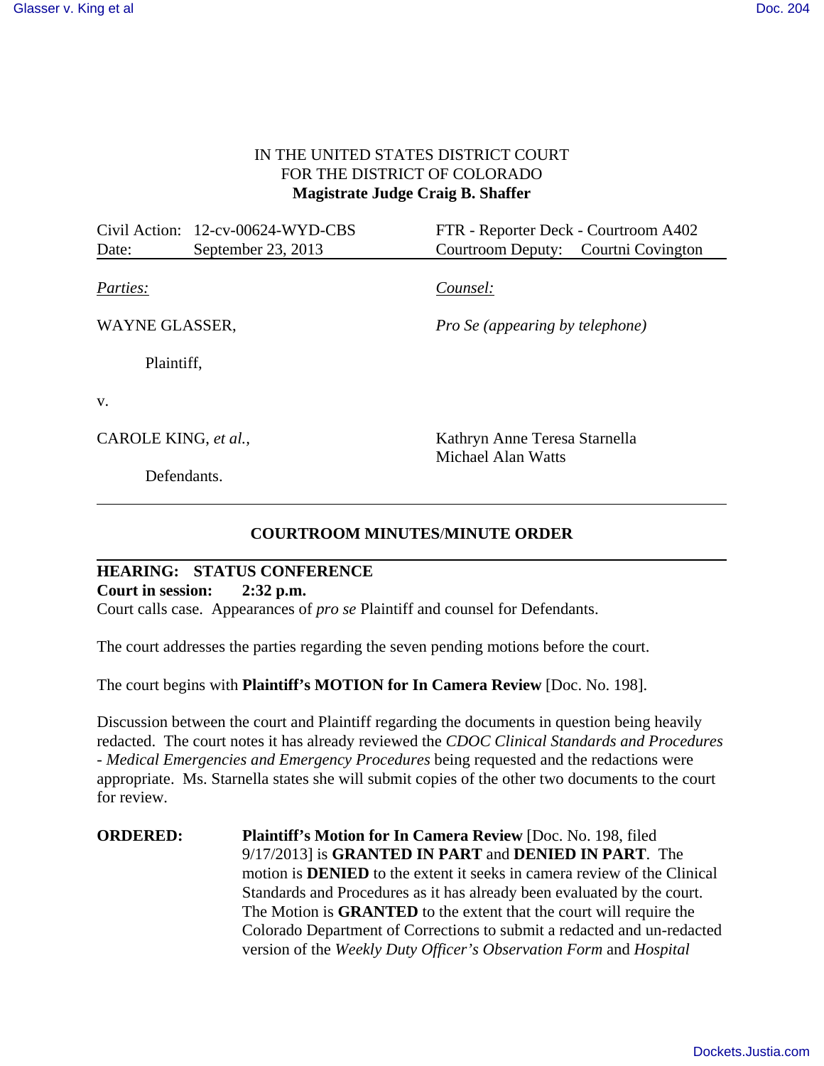IN THE UNITED STATES DISTRICT COURT
FOR THE DISTRICT OF COLORADO
**Magistrate Judge Craig B. Shaffer**

| | |
|---|---|
| Civil Action: 12-cv-00624-WYD-CBS | FTR - Reporter Deck - Courtroom A402 |
| Date: September 23, 2013 | Courtroom Deputy: Courtni Covington |

| *Parties:* | *Counsel:* |
|---|---|
| WAYNE GLASSER, | *Pro Se (appearing by telephone)* |
| Plaintiff, | |
| v. | |
| CAROLE KING, *et al.,* | Kathryn Anne Teresa Starnella<br>Michael Alan Watts |
| Defendants. | |

**COURTROOM MINUTES/MINUTE ORDER**

**HEARING: STATUS CONFERENCE**
**Court in session: 2:32 p.m.**
Court calls case. Appearances of *pro se* Plaintiff and counsel for Defendants.

The court addresses the parties regarding the seven pending motions before the court.

The court begins with **Plaintiff's MOTION for In Camera Review** [Doc. No. 198].

Discussion between the court and Plaintiff regarding the documents in question being heavily redacted. The court notes it has already reviewed the *CDOC Clinical Standards and Procedures - Medical Emergencies and Emergency Procedures* being requested and the redactions were appropriate. Ms. Starnella states she will submit copies of the other two documents to the court for review.

**ORDERED:** **Plaintiff's Motion for In Camera Review** [Doc. No. 198, filed 9/17/2013] is **GRANTED IN PART** and **DENIED IN PART**. The motion is **DENIED** to the extent it seeks in camera review of the Clinical Standards and Procedures as it has already been evaluated by the court. The Motion is **GRANTED** to the extent that the court will require the Colorado Department of Corrections to submit a redacted and un-redacted version of the *Weekly Duty Officer's Observation Form* and *Hospital*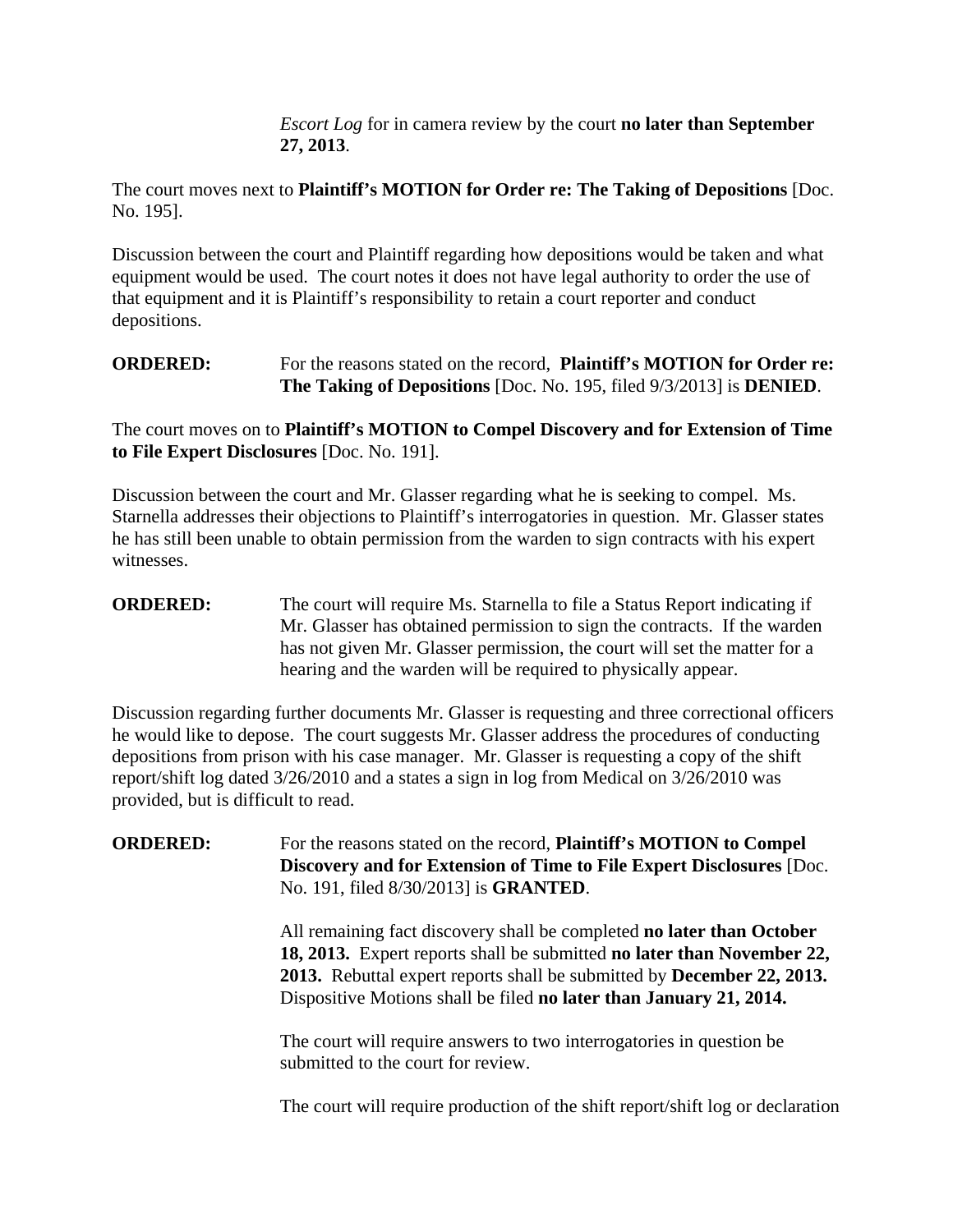*Escort Log* for in camera review by the court **no later than September 27, 2013**.

The court moves next to **Plaintiff's MOTION for Order re: The Taking of Depositions** [Doc. No. 195].

Discussion between the court and Plaintiff regarding how depositions would be taken and what equipment would be used. The court notes it does not have legal authority to order the use of that equipment and it is Plaintiff's responsibility to retain a court reporter and conduct depositions.

**ORDERED:** For the reasons stated on the record, **Plaintiff's MOTION for Order re: The Taking of Depositions** [Doc. No. 195, filed 9/3/2013] is **DENIED**.

The court moves on to **Plaintiff's MOTION to Compel Discovery and for Extension of Time to File Expert Disclosures** [Doc. No. 191].

Discussion between the court and Mr. Glasser regarding what he is seeking to compel. Ms. Starnella addresses their objections to Plaintiff's interrogatories in question. Mr. Glasser states he has still been unable to obtain permission from the warden to sign contracts with his expert witnesses.

**ORDERED:** The court will require Ms. Starnella to file a Status Report indicating if Mr. Glasser has obtained permission to sign the contracts. If the warden has not given Mr. Glasser permission, the court will set the matter for a hearing and the warden will be required to physically appear.

Discussion regarding further documents Mr. Glasser is requesting and three correctional officers he would like to depose. The court suggests Mr. Glasser address the procedures of conducting depositions from prison with his case manager. Mr. Glasser is requesting a copy of the shift report/shift log dated 3/26/2010 and a states a sign in log from Medical on 3/26/2010 was provided, but is difficult to read.

**ORDERED:** For the reasons stated on the record, **Plaintiff's MOTION to Compel Discovery and for Extension of Time to File Expert Disclosures** [Doc. No. 191, filed 8/30/2013] is **GRANTED**.

All remaining fact discovery shall be completed **no later than October 18, 2013.** Expert reports shall be submitted **no later than November 22, 2013.** Rebuttal expert reports shall be submitted by **December 22, 2013.** Dispositive Motions shall be filed **no later than January 21, 2014.**

The court will require answers to two interrogatories in question be submitted to the court for review.

The court will require production of the shift report/shift log or declaration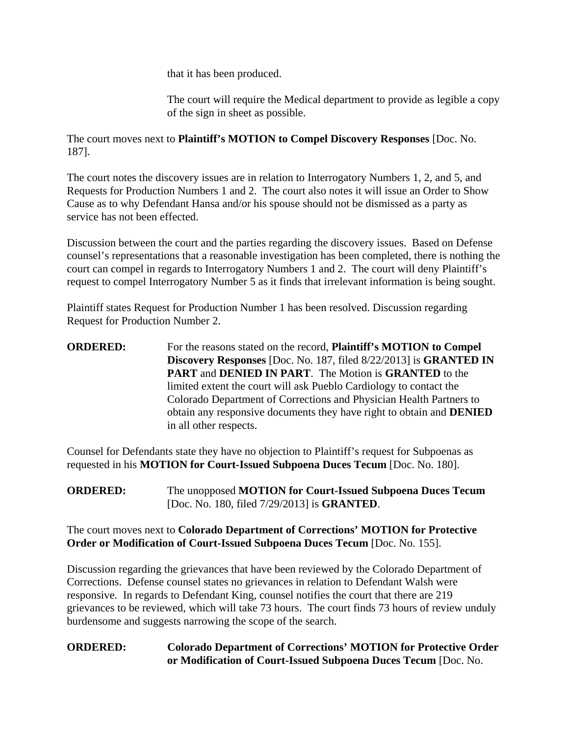that it has been produced.

The court will require the Medical department to provide as legible a copy of the sign in sheet as possible.

The court moves next to **Plaintiff's MOTION to Compel Discovery Responses** [Doc. No. 187].

The court notes the discovery issues are in relation to Interrogatory Numbers 1, 2, and 5, and Requests for Production Numbers 1 and 2. The court also notes it will issue an Order to Show Cause as to why Defendant Hansa and/or his spouse should not be dismissed as a party as service has not been effected.

Discussion between the court and the parties regarding the discovery issues. Based on Defense counsel's representations that a reasonable investigation has been completed, there is nothing the court can compel in regards to Interrogatory Numbers 1 and 2. The court will deny Plaintiff's request to compel Interrogatory Number 5 as it finds that irrelevant information is being sought.

Plaintiff states Request for Production Number 1 has been resolved. Discussion regarding Request for Production Number 2.

**ORDERED:** For the reasons stated on the record, **Plaintiff's MOTION to Compel Discovery Responses** [Doc. No. 187, filed 8/22/2013] is **GRANTED IN PART** and **DENIED IN PART**. The Motion is **GRANTED** to the limited extent the court will ask Pueblo Cardiology to contact the Colorado Department of Corrections and Physician Health Partners to obtain any responsive documents they have right to obtain and **DENIED** in all other respects.

Counsel for Defendants state they have no objection to Plaintiff's request for Subpoenas as requested in his **MOTION for Court-Issued Subpoena Duces Tecum** [Doc. No. 180].

**ORDERED:** The unopposed **MOTION for Court-Issued Subpoena Duces Tecum** [Doc. No. 180, filed 7/29/2013] is **GRANTED**.

The court moves next to **Colorado Department of Corrections' MOTION for Protective Order or Modification of Court-Issued Subpoena Duces Tecum** [Doc. No. 155].

Discussion regarding the grievances that have been reviewed by the Colorado Department of Corrections. Defense counsel states no grievances in relation to Defendant Walsh were responsive. In regards to Defendant King, counsel notifies the court that there are 219 grievances to be reviewed, which will take 73 hours. The court finds 73 hours of review unduly burdensome and suggests narrowing the scope of the search.

**ORDERED:** **Colorado Department of Corrections' MOTION for Protective Order or Modification of Court-Issued Subpoena Duces Tecum** [Doc. No.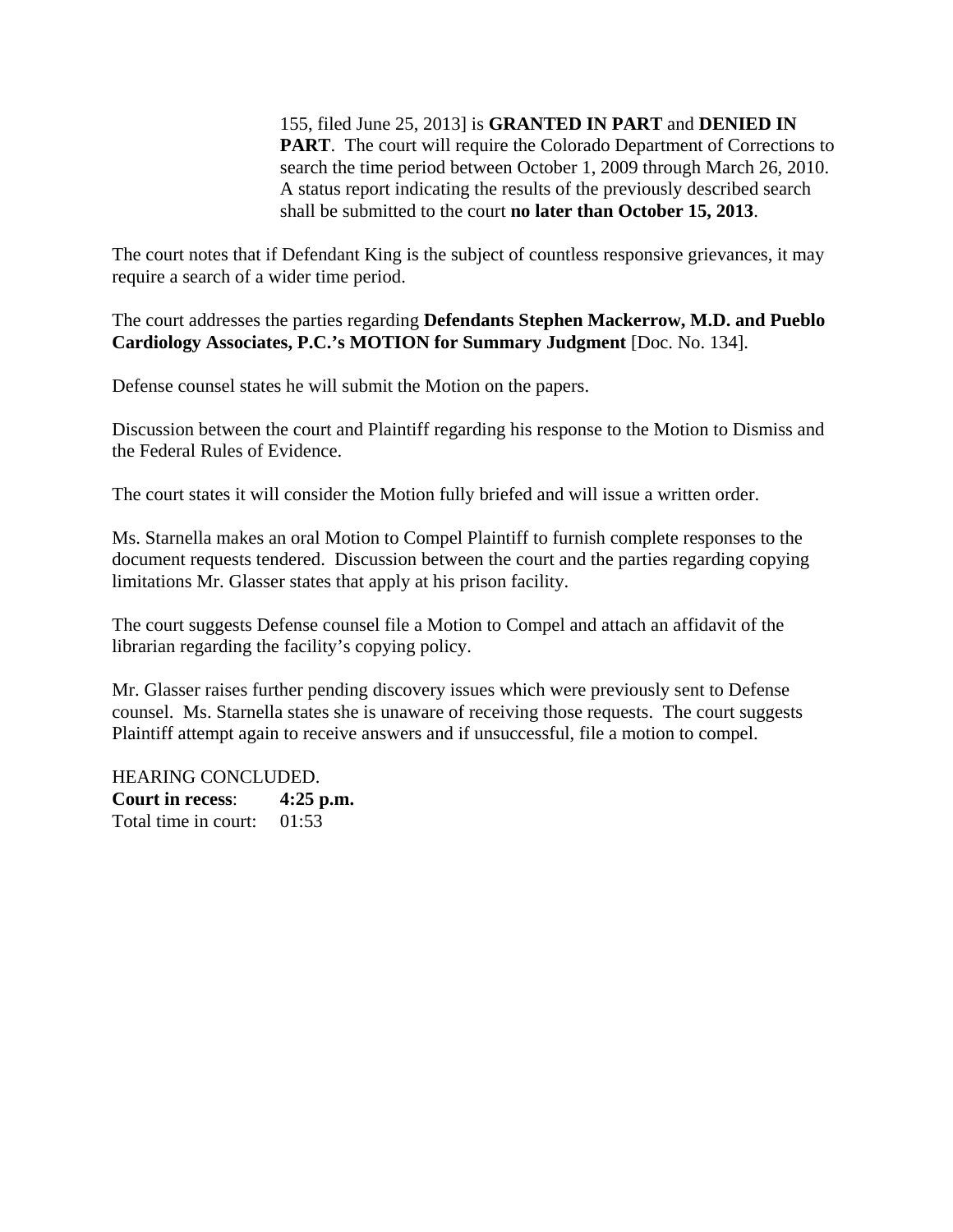155, filed June 25, 2013] is **GRANTED IN PART** and **DENIED IN PART**. The court will require the Colorado Department of Corrections to search the time period between October 1, 2009 through March 26, 2010. A status report indicating the results of the previously described search shall be submitted to the court **no later than October 15, 2013**.

The court notes that if Defendant King is the subject of countless responsive grievances, it may require a search of a wider time period.

The court addresses the parties regarding **Defendants Stephen Mackerrow, M.D. and Pueblo Cardiology Associates, P.C.'s MOTION for Summary Judgment** [Doc. No. 134].

Defense counsel states he will submit the Motion on the papers.

Discussion between the court and Plaintiff regarding his response to the Motion to Dismiss and the Federal Rules of Evidence.

The court states it will consider the Motion fully briefed and will issue a written order.

Ms. Starnella makes an oral Motion to Compel Plaintiff to furnish complete responses to the document requests tendered. Discussion between the court and the parties regarding copying limitations Mr. Glasser states that apply at his prison facility.

The court suggests Defense counsel file a Motion to Compel and attach an affidavit of the librarian regarding the facility's copying policy.

Mr. Glasser raises further pending discovery issues which were previously sent to Defense counsel. Ms. Starnella states she is unaware of receiving those requests. The court suggests Plaintiff attempt again to receive answers and if unsuccessful, file a motion to compel.

HEARING CONCLUDED.
**Court in recess**: **4:25 p.m.**
Total time in court: 01:53